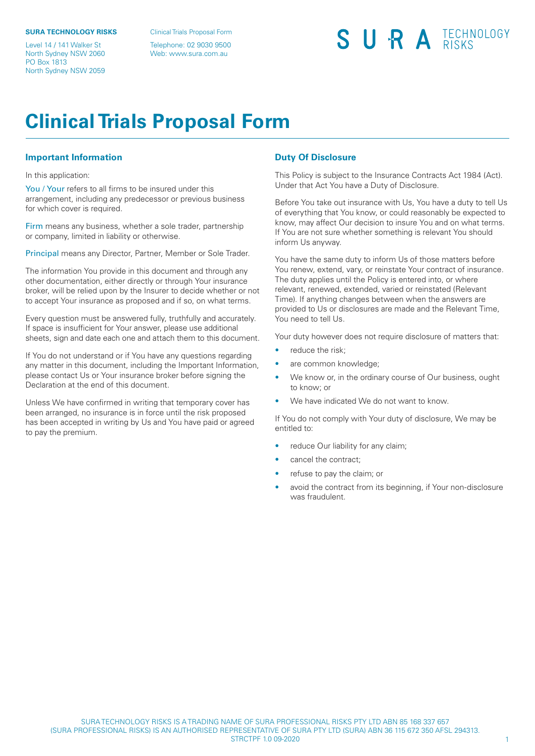**SURA TECHNOLOGY RISKS**

Level 14 / 141 Walker St
North Sydney NSW 2060
PO Box 1813
North Sydney NSW 2059

Clinical Trials Proposal Form

Telephone: 02 9030 9500
Web: www.sura.com.au

SURA TECHNOLOGY RISKS

# Clinical Trials Proposal Form

## Important Information

In this application:

You / Your refers to all firms to be insured under this arrangement, including any predecessor or previous business for which cover is required.

Firm means any business, whether a sole trader, partnership or company, limited in liability or otherwise.

Principal means any Director, Partner, Member or Sole Trader.

The information You provide in this document and through any other documentation, either directly or through Your insurance broker, will be relied upon by the Insurer to decide whether or not to accept Your insurance as proposed and if so, on what terms.

Every question must be answered fully, truthfully and accurately. If space is insufficient for Your answer, please use additional sheets, sign and date each one and attach them to this document.

If You do not understand or if You have any questions regarding any matter in this document, including the Important Information, please contact Us or Your insurance broker before signing the Declaration at the end of this document.

Unless We have confirmed in writing that temporary cover has been arranged, no insurance is in force until the risk proposed has been accepted in writing by Us and You have paid or agreed to pay the premium.

## Duty Of Disclosure

This Policy is subject to the Insurance Contracts Act 1984 (Act). Under that Act You have a Duty of Disclosure.

Before You take out insurance with Us, You have a duty to tell Us of everything that You know, or could reasonably be expected to know, may affect Our decision to insure You and on what terms. If You are not sure whether something is relevant You should inform Us anyway.

You have the same duty to inform Us of those matters before You renew, extend, vary, or reinstate Your contract of insurance. The duty applies until the Policy is entered into, or where relevant, renewed, extended, varied or reinstated (Relevant Time). If anything changes between when the answers are provided to Us or disclosures are made and the Relevant Time, You need to tell Us.

Your duty however does not require disclosure of matters that:

- reduce the risk;
- are common knowledge;
- We know or, in the ordinary course of Our business, ought to know; or
- We have indicated We do not want to know.

If You do not comply with Your duty of disclosure, We may be entitled to:

- reduce Our liability for any claim;
- cancel the contract;
- refuse to pay the claim; or
- avoid the contract from its beginning, if Your non-disclosure was fraudulent.

SURA TECHNOLOGY RISKS IS A TRADING NAME OF SURA PROFESSIONAL RISKS PTY LTD ABN 85 168 337 657 (SURA PROFESSIONAL RISKS) IS AN AUTHORISED REPRESENTATIVE OF SURA PTY LTD (SURA) ABN 36 115 672 350 AFSL 294313.
STRCTPF 1.0 09-2020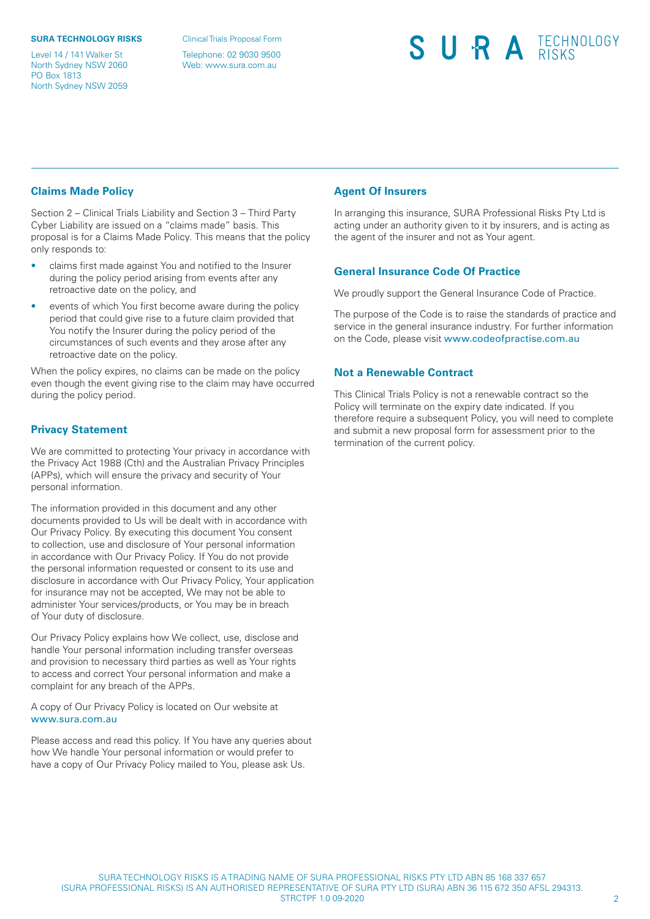## Claims Made Policy

Section 2 – Clinical Trials Liability and Section 3 – Third Party Cyber Liability are issued on a "claims made" basis. This proposal is for a Claims Made Policy. This means that the policy only responds to:

- claims first made against You and notified to the Insurer during the policy period arising from events after any retroactive date on the policy, and
- events of which You first become aware during the policy period that could give rise to a future claim provided that You notify the Insurer during the policy period of the circumstances of such events and they arose after any retroactive date on the policy.

When the policy expires, no claims can be made on the policy even though the event giving rise to the claim may have occurred during the policy period.

## Privacy Statement

We are committed to protecting Your privacy in accordance with the Privacy Act 1988 (Cth) and the Australian Privacy Principles (APPs), which will ensure the privacy and security of Your personal information.

The information provided in this document and any other documents provided to Us will be dealt with in accordance with Our Privacy Policy. By executing this document You consent to collection, use and disclosure of Your personal information in accordance with Our Privacy Policy. If You do not provide the personal information requested or consent to its use and disclosure in accordance with Our Privacy Policy, Your application for insurance may not be accepted, We may not be able to administer Your services/products, or You may be in breach of Your duty of disclosure.

Our Privacy Policy explains how We collect, use, disclose and handle Your personal information including transfer overseas and provision to necessary third parties as well as Your rights to access and correct Your personal information and make a complaint for any breach of the APPs.

A copy of Our Privacy Policy is located on Our website at www.sura.com.au

Please access and read this policy. If You have any queries about how We handle Your personal information or would prefer to have a copy of Our Privacy Policy mailed to You, please ask Us.

## Agent Of Insurers

In arranging this insurance, SURA Professional Risks Pty Ltd is acting under an authority given to it by insurers, and is acting as the agent of the insurer and not as Your agent.

## General Insurance Code Of Practice

We proudly support the General Insurance Code of Practice.

The purpose of the Code is to raise the standards of practice and service in the general insurance industry. For further information on the Code, please visit www.codeofpractise.com.au

## Not a Renewable Contract

This Clinical Trials Policy is not a renewable contract so the Policy will terminate on the expiry date indicated. If you therefore require a subsequent Policy, you will need to complete and submit a new proposal form for assessment prior to the termination of the current policy.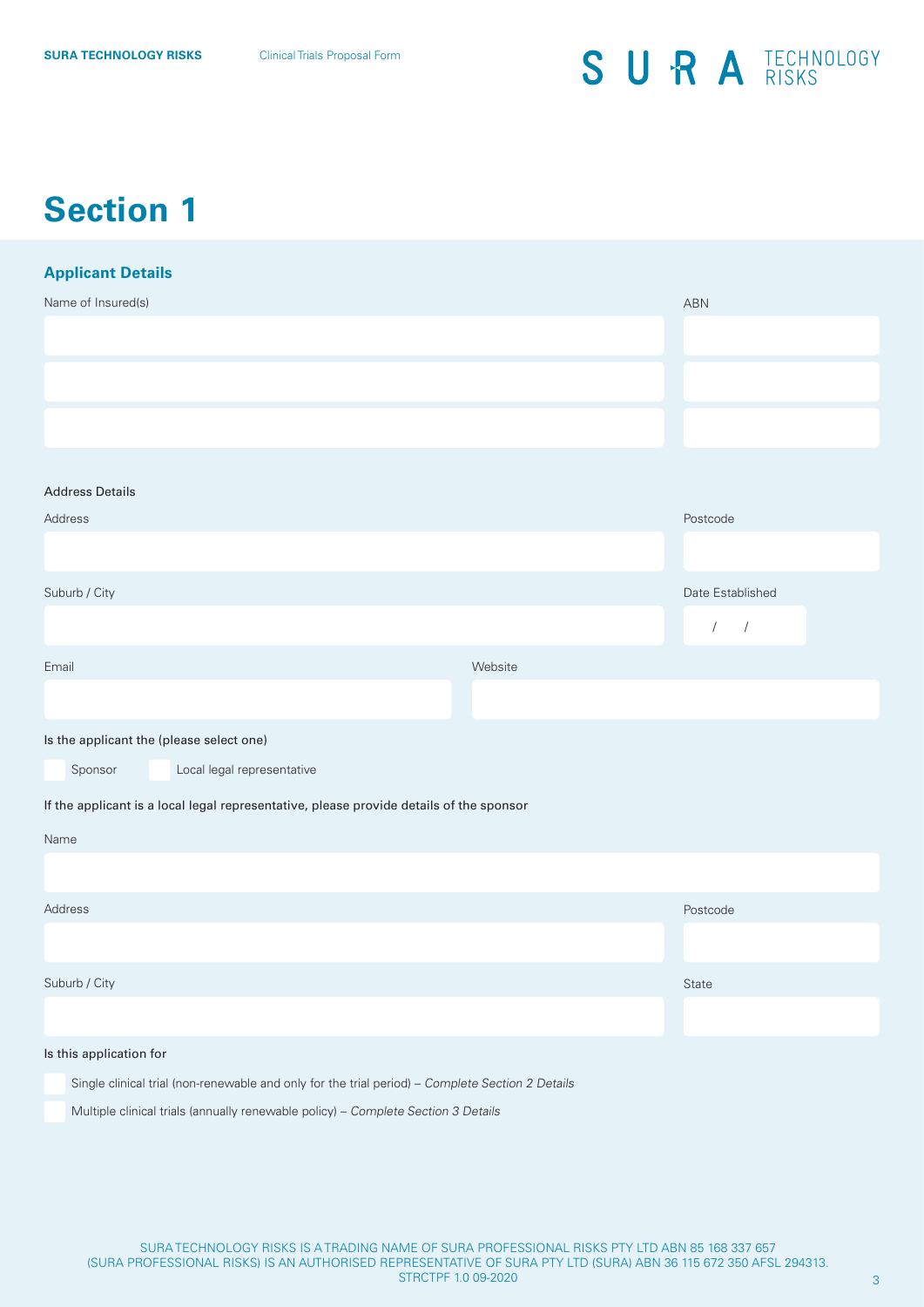# Section 1

## Applicant Details

| Name of Insured(s) | ABN |
|---|---|
| | |
| | |
| | |

Address Details

| Address | Postcode |
|---|---|
| | |

| Suburb / City | Date Established |
|---|---|
| | / / |

| Email | Website |
|---|---|
| | |

Is the applicant the (please select one)

- [ ] Sponsor
- [ ] Local legal representative

If the applicant is a local legal representative, please provide details of the sponsor

| Name |
|---|
| |

| Address | Postcode |
|---|---|
| | |

| Suburb / City | State |
|---|---|
| | |

Is this application for

- [ ] Single clinical trial (non-renewable and only for the trial period) – *Complete Section 2 Details*
- [ ] Multiple clinical trials (annually renewable policy) – *Complete Section 3 Details*

SURA TECHNOLOGY RISKS IS A TRADING NAME OF SURA PROFESSIONAL RISKS PTY LTD ABN 85 168 337 657 (SURA PROFESSIONAL RISKS) IS AN AUTHORISED REPRESENTATIVE OF SURA PTY LTD (SURA) ABN 36 115 672 350 AFSL 294313.
STRCTPF 1.0 09-2020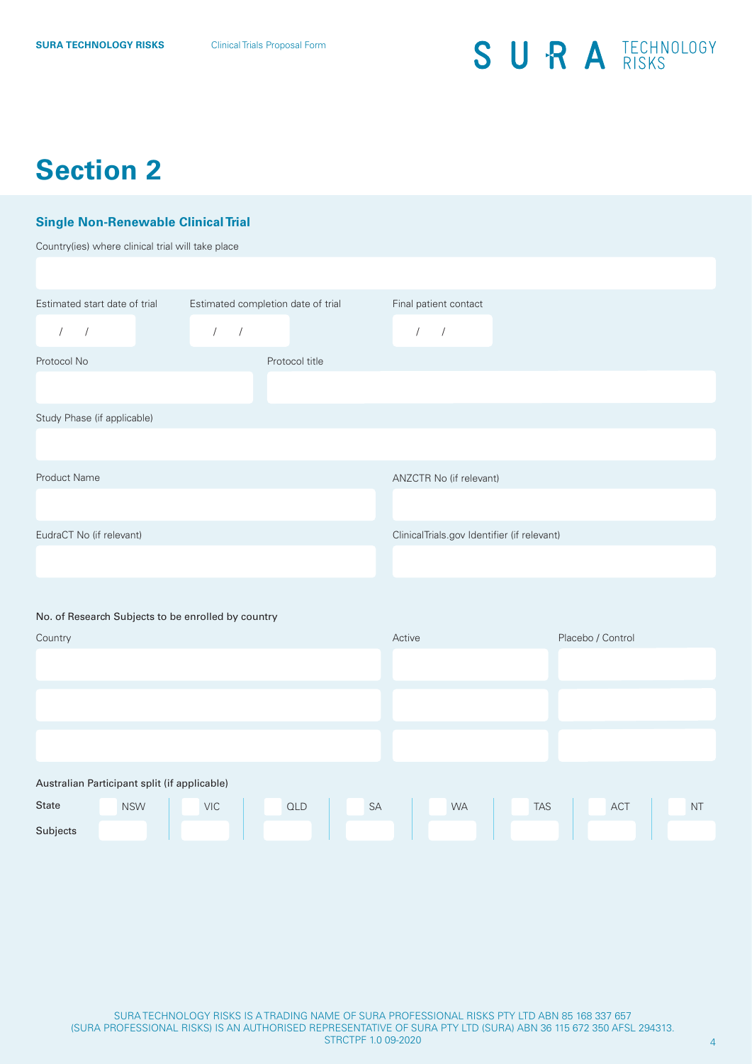# Section 2

## Single Non-Renewable Clinical Trial

Country(ies) where clinical trial will take place

Estimated start date of trial
/ /

Estimated completion date of trial
/ /

Final patient contact
/ /

Protocol No

Protocol title

Study Phase (if applicable)

Product Name

ANZCTR No (if relevant)

EudraCT No (if relevant)

ClinicalTrials.gov Identifier (if relevant)

No. of Research Subjects to be enrolled by country

| Country | Active | Placebo / Control |
| --- | --- | --- |
| | | |
| | | |
| | | |

Australian Participant split (if applicable)

| State | NSW | VIC | QLD | SA | WA | TAS | ACT | NT |
| --- | --- | --- | --- | --- | --- | --- | --- | --- |
| Subjects | | | | | | | | |

SURA TECHNOLOGY RISKS IS A TRADING NAME OF SURA PROFESSIONAL RISKS PTY LTD ABN 85 168 337 657 (SURA PROFESSIONAL RISKS) IS AN AUTHORISED REPRESENTATIVE OF SURA PTY LTD (SURA) ABN 36 115 672 350 AFSL 294313.
STRCTPF 1.0 09-2020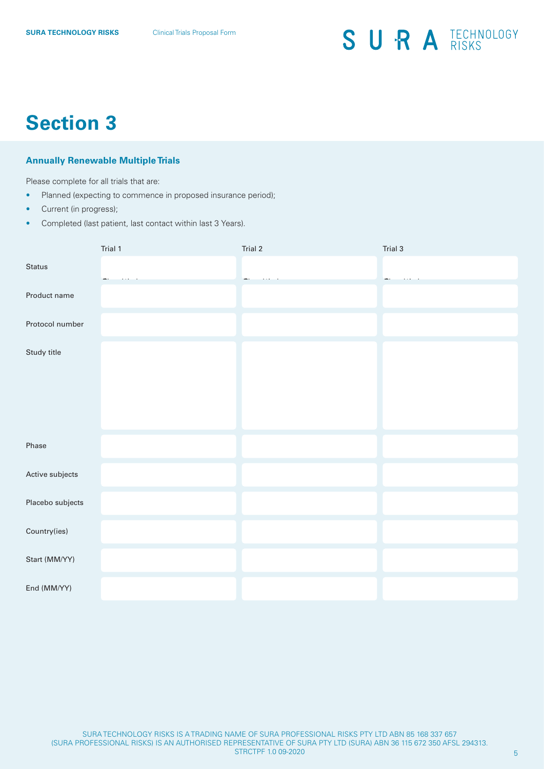# Section 3

## Annually Renewable Multiple Trials

Please complete for all trials that are:

- Planned (expecting to commence in proposed insurance period);
- Current (in progress);
- Completed (last patient, last contact within last 3 Years).

| | Trial 1 | Trial 2 | Trial 3 |
|---|---|---|---|
| Status | | | |
| Product name | | | |
| Protocol number | | | |
| Study title | | | |
| Phase | | | |
| Active subjects | | | |
| Placebo subjects | | | |
| Country(ies) | | | |
| Start (MM/YY) | | | |
| End (MM/YY) | | | |

SURA TECHNOLOGY RISKS IS A TRADING NAME OF SURA PROFESSIONAL RISKS PTY LTD ABN 85 168 337 657 (SURA PROFESSIONAL RISKS) IS AN AUTHORISED REPRESENTATIVE OF SURA PTY LTD (SURA) ABN 36 115 672 350 AFSL 294313.
STRCTPF 1.0 09-2020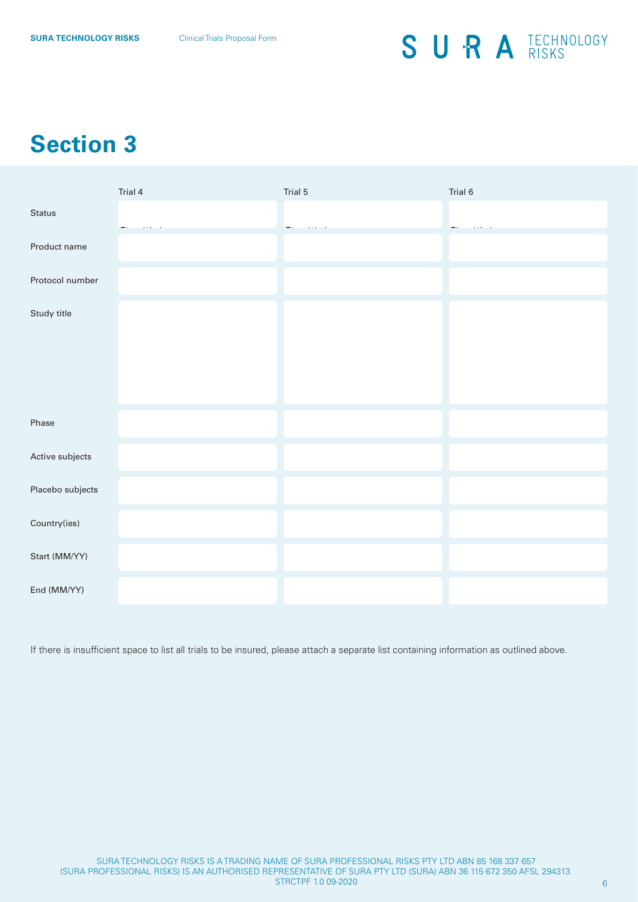## Section 3

| | Trial 4 | Trial 5 | Trial 6 |
|---|---|---|---|
| Status | | | |
| Product name | | | |
| Protocol number | | | |
| Study title | | | |
| Phase | | | |
| Active subjects | | | |
| Placebo subjects | | | |
| Country(ies) | | | |
| Start (MM/YY) | | | |
| End (MM/YY) | | | |

If there is insufficient space to list all trials to be insured, please attach a separate list containing information as outlined above.

SURA TECHNOLOGY RISKS IS A TRADING NAME OF SURA PROFESSIONAL RISKS PTY LTD ABN 85 168 337 657 (SURA PROFESSIONAL RISKS) IS AN AUTHORISED REPRESENTATIVE OF SURA PTY LTD (SURA) ABN 36 115 672 350 AFSL 294313.
STRCTPF 1.0 09-2020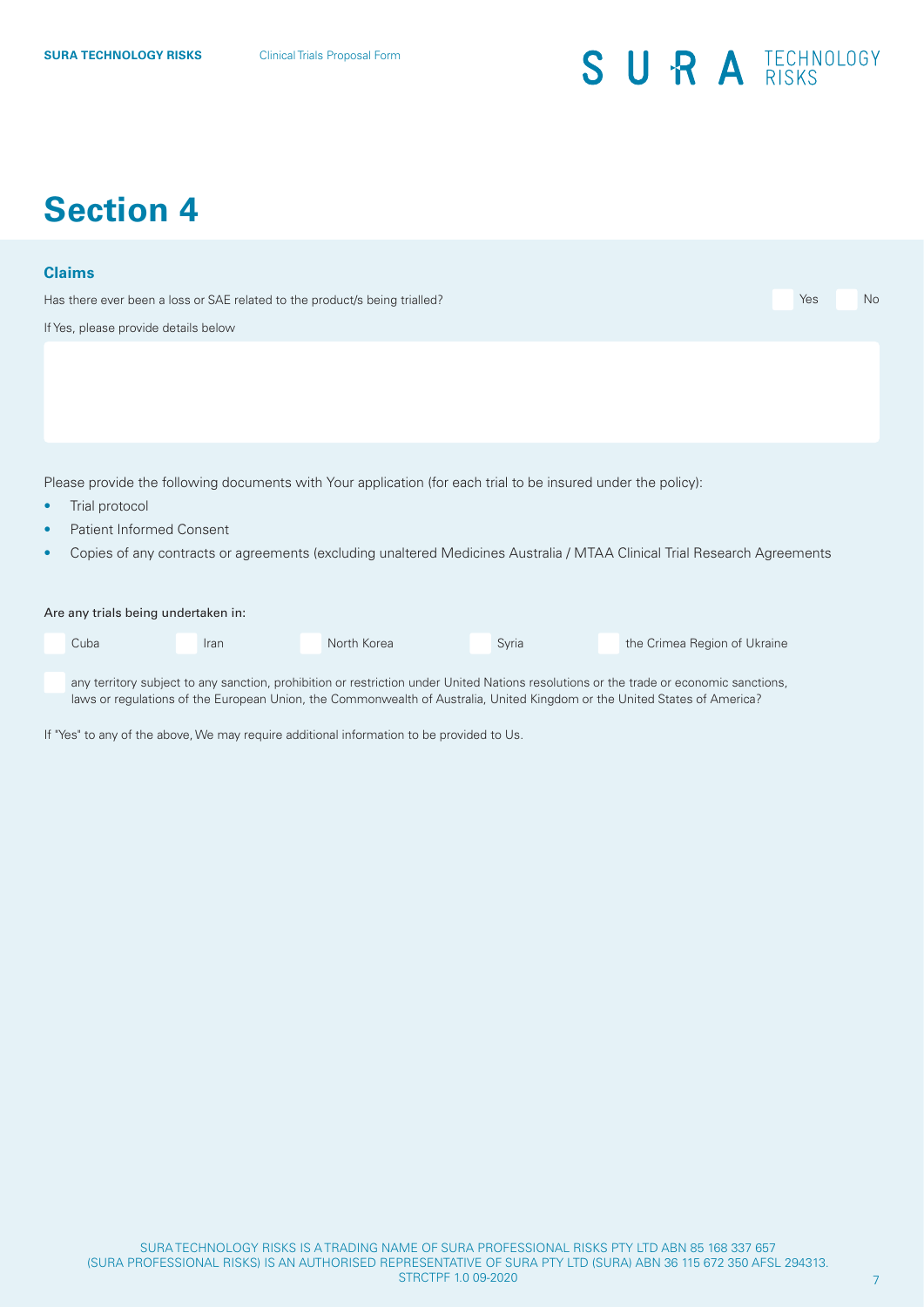# Section 4

## Claims

Has there ever been a loss or SAE related to the product/s being trialled? ☐ Yes ☐ No

If Yes, please provide details below

Please provide the following documents with Your application (for each trial to be insured under the policy):

- Trial protocol
- Patient Informed Consent
- Copies of any contracts or agreements (excluding unaltered Medicines Australia / MTAA Clinical Trial Research Agreements

Are any trials being undertaken in:

☐ Cuba ☐ Iran ☐ North Korea ☐ Syria ☐ the Crimea Region of Ukraine

☐ any territory subject to any sanction, prohibition or restriction under United Nations resolutions or the trade or economic sanctions, laws or regulations of the European Union, the Commonwealth of Australia, United Kingdom or the United States of America?

If "Yes" to any of the above, We may require additional information to be provided to Us.

SURA TECHNOLOGY RISKS IS A TRADING NAME OF SURA PROFESSIONAL RISKS PTY LTD ABN 85 168 337 657 (SURA PROFESSIONAL RISKS) IS AN AUTHORISED REPRESENTATIVE OF SURA PTY LTD (SURA) ABN 36 115 672 350 AFSL 294313.
STRCTPF 1.0 09-2020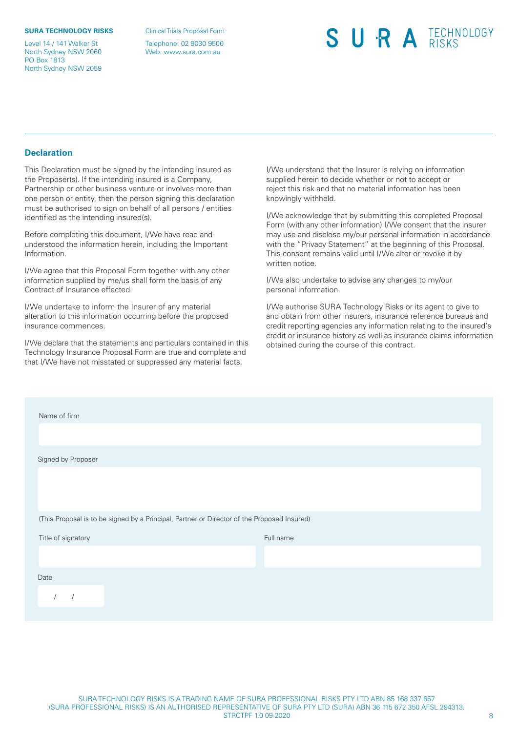## Declaration

This Declaration must be signed by the intending insured as the Proposer(s). If the intending insured is a Company, Partnership or other business venture or involves more than one person or entity, then the person signing this declaration must be authorised to sign on behalf of all persons / entities identified as the intending insured(s).

Before completing this document, I/We have read and understood the information herein, including the Important Information.

I/We agree that this Proposal Form together with any other information supplied by me/us shall form the basis of any Contract of Insurance effected.

I/We undertake to inform the Insurer of any material alteration to this information occurring before the proposed insurance commences.

I/We declare that the statements and particulars contained in this Technology Insurance Proposal Form are true and complete and that I/We have not misstated or suppressed any material facts.

I/We understand that the Insurer is relying on information supplied herein to decide whether or not to accept or reject this risk and that no material information has been knowingly withheld.

I/We acknowledge that by submitting this completed Proposal Form (with any other information) I/We consent that the insurer may use and disclose my/our personal information in accordance with the "Privacy Statement" at the beginning of this Proposal. This consent remains valid until I/We alter or revoke it by written notice.

I/We also undertake to advise any changes to my/our personal information.

I/We authorise SURA Technology Risks or its agent to give to and obtain from other insurers, insurance reference bureaus and credit reporting agencies any information relating to the insured's credit or insurance history as well as insurance claims information obtained during the course of this contract.

Name of firm

Signed by Proposer

(This Proposal is to be signed by a Principal, Partner or Director of the Proposed Insured)

Title of signatory

Full name

Date

/ /

SURA TECHNOLOGY RISKS IS A TRADING NAME OF SURA PROFESSIONAL RISKS PTY LTD ABN 85 168 337 657 (SURA PROFESSIONAL RISKS) IS AN AUTHORISED REPRESENTATIVE OF SURA PTY LTD (SURA) ABN 36 115 672 350 AFSL 294313.
STRCTPF 1.0 09-2020